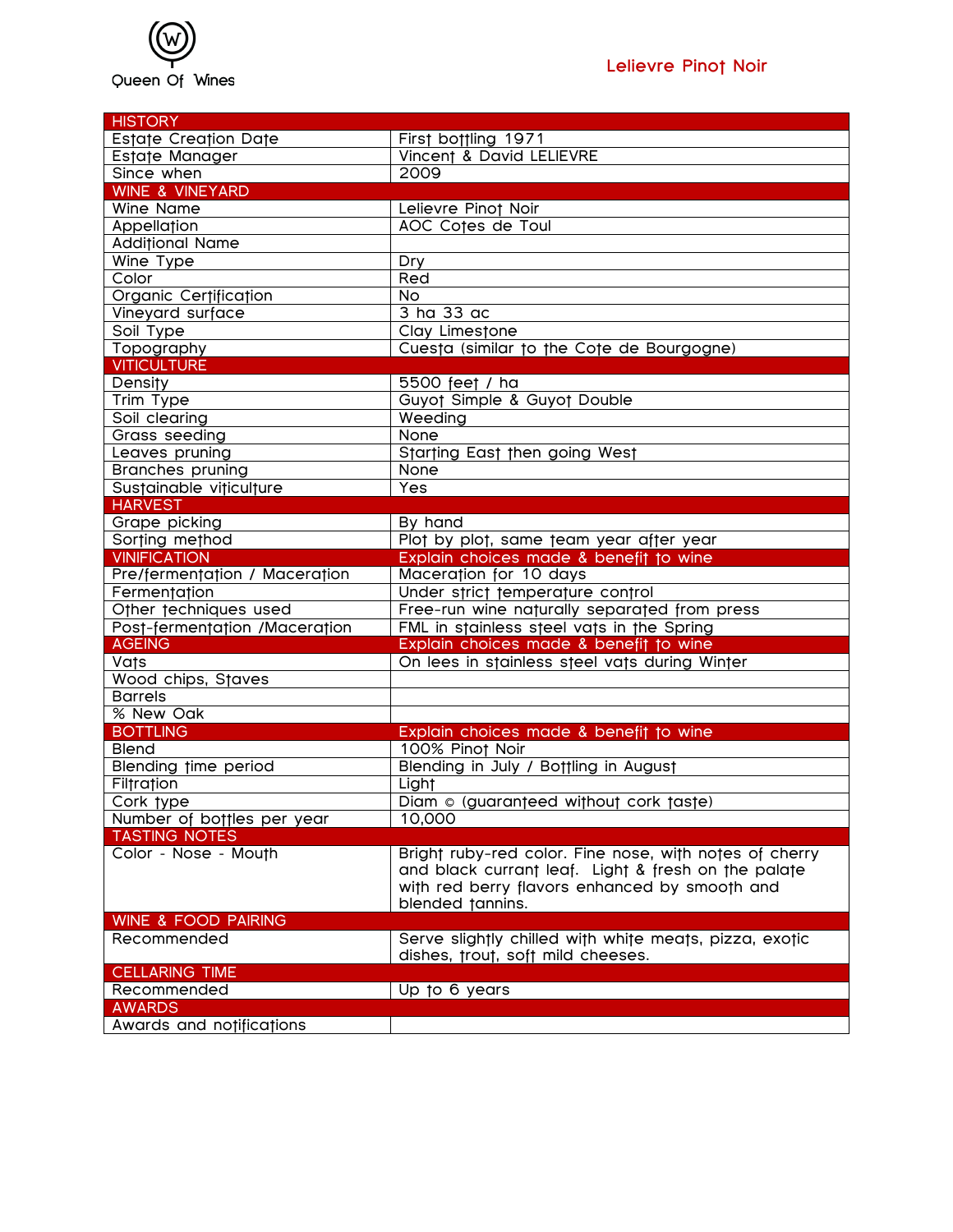Queen Of Wines

# Lelievre Pinot Noir

| HISTORY | |
|---|---|
| Estate Creation Date | First bottling 1971 |
| Estate Manager | Vincent & David LELIEVRE |
| Since when | 2009 |
| **WINE & VINEYARD** | |
| Wine Name | Lelievre Pinot Noir |
| Appellation | AOC Cotes de Toul |
| Additional Name | |
| Wine Type | Dry |
| Color | Red |
| Organic Certification | No |
| Vineyard surface | 3 ha 33 ac |
| Soil Type | Clay Limestone |
| Topography | Cuesta (similar to the Cote de Bourgogne) |
| **VITICULTURE** | |
| Density | 5500 feet / ha |
| Trim Type | Guyot Simple & Guyot Double |
| Soil clearing | Weeding |
| Grass seeding | None |
| Leaves pruning | Starting East then going West |
| Branches pruning | None |
| Sustainable viticulture | Yes |
| **HARVEST** | |
| Grape picking | By hand |
| Sorting method | Plot by plot, same team year after year |
| **VINIFICATION** | **Explain choices made & benefit to wine** |
| Pre/fermentation / Maceration | Maceration for 10 days |
| Fermentation | Under strict temperature control |
| Other techniques used | Free-run wine naturally separated from press |
| Post-fermentation /Maceration | FML in stainless steel vats in the Spring |
| **AGEING** | **Explain choices made & benefit to wine** |
| Vats | On lees in stainless steel vats during Winter |
| Wood chips, Staves | |
| Barrels | |
| % New Oak | |
| **BOTTLING** | **Explain choices made & benefit to wine** |
| Blend | 100% Pinot Noir |
| Blending time period | Blending in July / Bottling in August |
| Filtration | Light |
| Cork type | Diam © (guaranteed without cork taste) |
| Number of bottles per year | 10,000 |
| **TASTING NOTES** | |
| Color - Nose - Mouth | Bright ruby-red color. Fine nose, with notes of cherry and black currant leaf. Light & fresh on the palate with red berry flavors enhanced by smooth and blended tannins. |
| **WINE & FOOD PAIRING** | |
| Recommended | Serve slightly chilled with white meats, pizza, exotic dishes, trout, soft mild cheeses. |
| **CELLARING TIME** | |
| Recommended | Up to 6 years |
| **AWARDS** | |
| Awards and notifications | |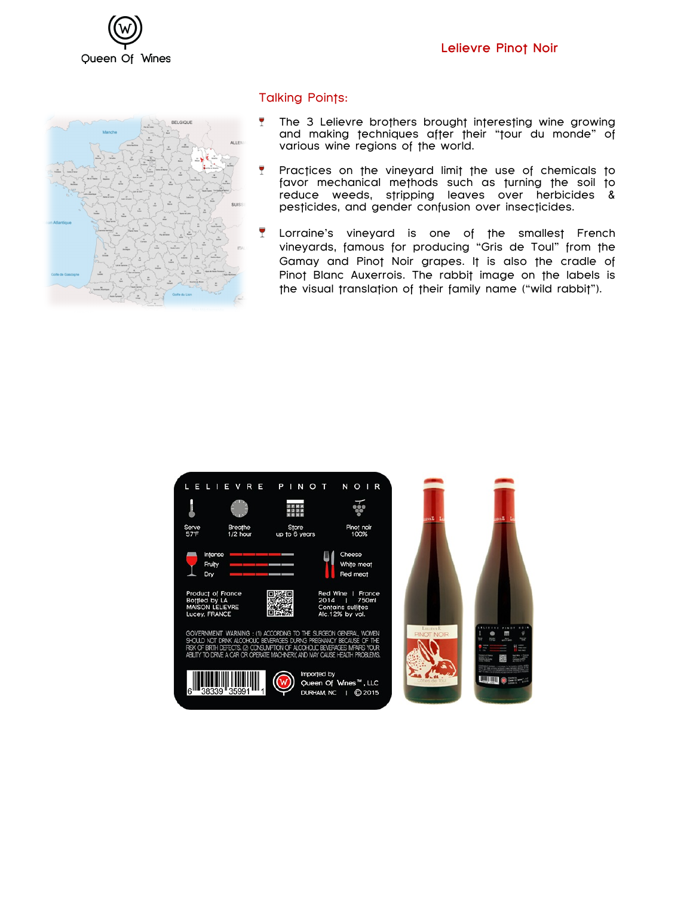Queen Of Wines

# Lelievre Pinot Noir

## Talking Points:

- The 3 Lelievre brothers brought interesting wine growing and making techniques after their "tour du monde" of various wine regions of the world.
- Practices on the vineyard limit the use of chemicals to favor mechanical methods such as turning the soil to reduce weeds, stripping leaves over herbicides & pesticides, and gender confusion over insecticides.
- Lorraine's vineyard is one of the smallest French vineyards, famous for producing "Gris de Toul" from the Gamay and Pinot Noir grapes. It is also the cradle of Pinot Blanc Auxerrois. The rabbit image on the labels is the visual translation of their family name ("wild rabbit").

LELIEVRE PINOT NOIR

Serve 57°F | Breathe 1/2 hour | Store up to 6 years | Pinot noir 100%

Intense
Fruity
Dry

Cheese
White meat
Red meat

Product of France
Bottled by LA MAISON LELIEVRE
Lucey, FRANCE

Red Wine | France
2014 | 750ml
Contains sulfites
Alc.12% by vol.

GOVERNMENT WARNING : (1) ACCORDING TO THE SURGEON GENERAL, WOMEN SHOULD NOT DRINK ALCOHOLIC BEVERAGES DURING PREGNANCY BECAUSE OF THE RISK OF BIRTH DEFECTS. (2) CONSUMPTION OF ALCOHOLIC BEVERAGES IMPAIRS YOUR ABILITY TO DRIVE A CAR OR OPERATE MACHINERY, AND MAY CAUSE HEALTH PROBLEMS.

6 38339 35991 1

Imported by
Queen Of Wines™, LLC
DURHAM, NC | ©2015